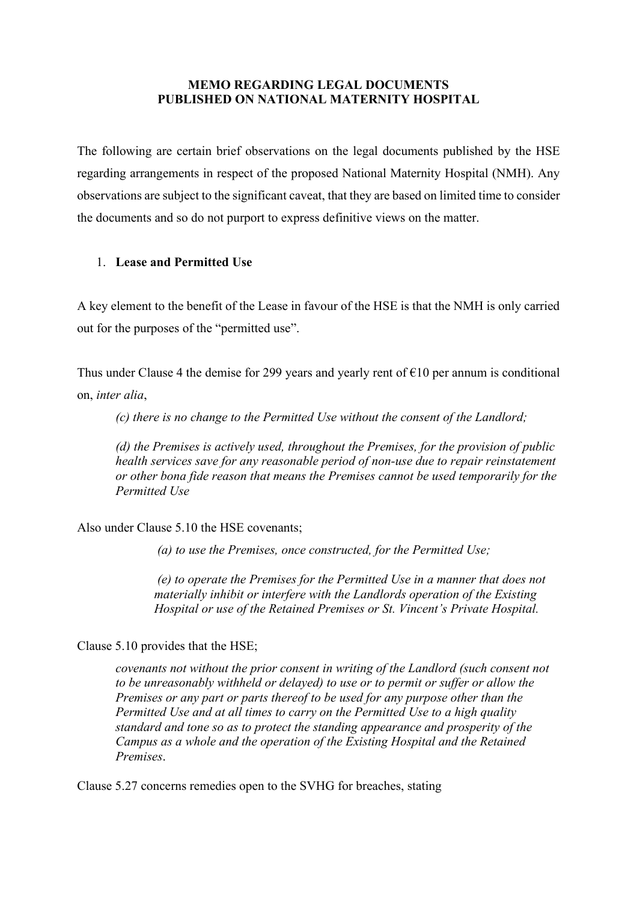**MEMO REGARDING LEGAL DOCUMENTS**
**PUBLISHED ON NATIONAL MATERNITY HOSPITAL**

The following are certain brief observations on the legal documents published by the HSE regarding arrangements in respect of the proposed National Maternity Hospital (NMH). Any observations are subject to the significant caveat, that they are based on limited time to consider the documents and so do not purport to express definitive views on the matter.

1. **Lease and Permitted Use**

A key element to the benefit of the Lease in favour of the HSE is that the NMH is only carried out for the purposes of the "permitted use".

Thus under Clause 4 the demise for 299 years and yearly rent of €10 per annum is conditional on, *inter alia*,

> *(c) there is no change to the Permitted Use without the consent of the Landlord;*
>
> *(d) the Premises is actively used, throughout the Premises, for the provision of public health services save for any reasonable period of non-use due to repair reinstatement or other bona fide reason that means the Premises cannot be used temporarily for the Permitted Use*

Also under Clause 5.10 the HSE covenants;

> *(a) to use the Premises, once constructed, for the Permitted Use;*
>
> *(e) to operate the Premises for the Permitted Use in a manner that does not materially inhibit or interfere with the Landlords operation of the Existing Hospital or use of the Retained Premises or St. Vincent's Private Hospital.*

Clause 5.10 provides that the HSE;

> *covenants not without the prior consent in writing of the Landlord (such consent not to be unreasonably withheld or delayed) to use or to permit or suffer or allow the Premises or any part or parts thereof to be used for any purpose other than the Permitted Use and at all times to carry on the Permitted Use to a high quality standard and tone so as to protect the standing appearance and prosperity of the Campus as a whole and the operation of the Existing Hospital and the Retained Premises.*

Clause 5.27 concerns remedies open to the SVHG for breaches, stating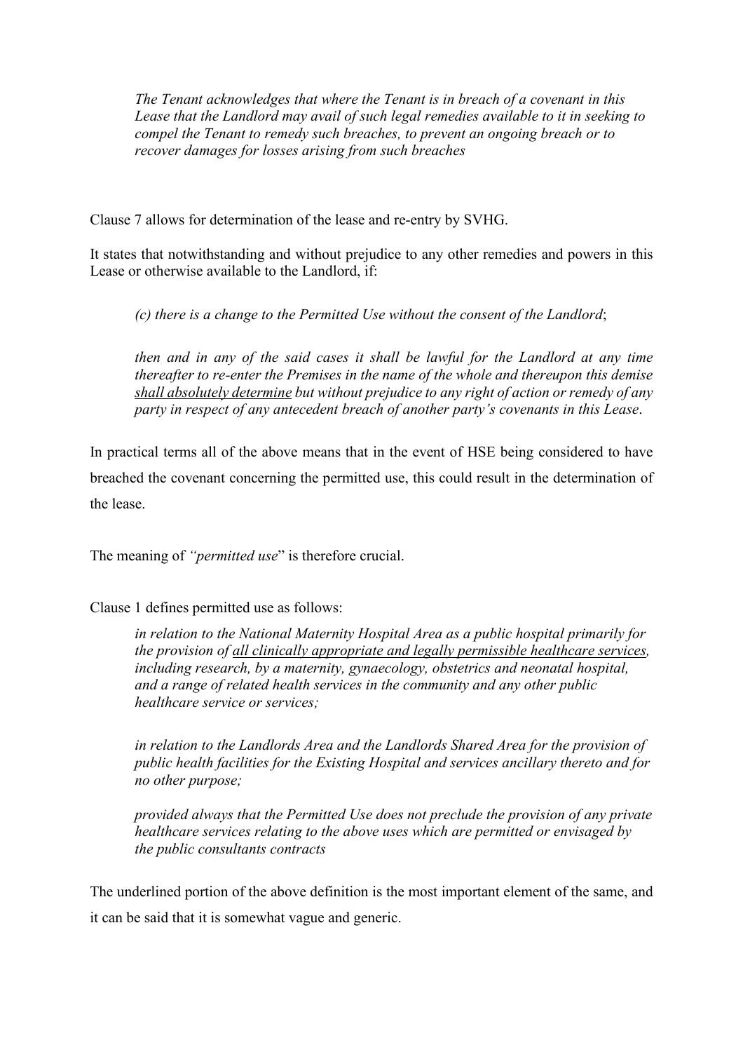> *The Tenant acknowledges that where the Tenant is in breach of a covenant in this Lease that the Landlord may avail of such legal remedies available to it in seeking to compel the Tenant to remedy such breaches, to prevent an ongoing breach or to recover damages for losses arising from such breaches*

Clause 7 allows for determination of the lease and re-entry by SVHG.

It states that notwithstanding and without prejudice to any other remedies and powers in this Lease or otherwise available to the Landlord, if:

> *(c) there is a change to the Permitted Use without the consent of the Landlord*;
>
> *then and in any of the said cases it shall be lawful for the Landlord at any time thereafter to re-enter the Premises in the name of the whole and thereupon this demise <u>shall absolutely determine</u> but without prejudice to any right of action or remedy of any party in respect of any antecedent breach of another party's covenants in this Lease*.

In practical terms all of the above means that in the event of HSE being considered to have breached the covenant concerning the permitted use, this could result in the determination of the lease.

The meaning of *"permitted use*" is therefore crucial.

Clause 1 defines permitted use as follows:

> *in relation to the National Maternity Hospital Area as a public hospital primarily for the provision of <u>all clinically appropriate and legally permissible healthcare services</u>, including research, by a maternity, gynaecology, obstetrics and neonatal hospital, and a range of related health services in the community and any other public healthcare service or services;*
>
> *in relation to the Landlords Area and the Landlords Shared Area for the provision of public health facilities for the Existing Hospital and services ancillary thereto and for no other purpose;*
>
> *provided always that the Permitted Use does not preclude the provision of any private healthcare services relating to the above uses which are permitted or envisaged by the public consultants contracts*

The underlined portion of the above definition is the most important element of the same, and it can be said that it is somewhat vague and generic.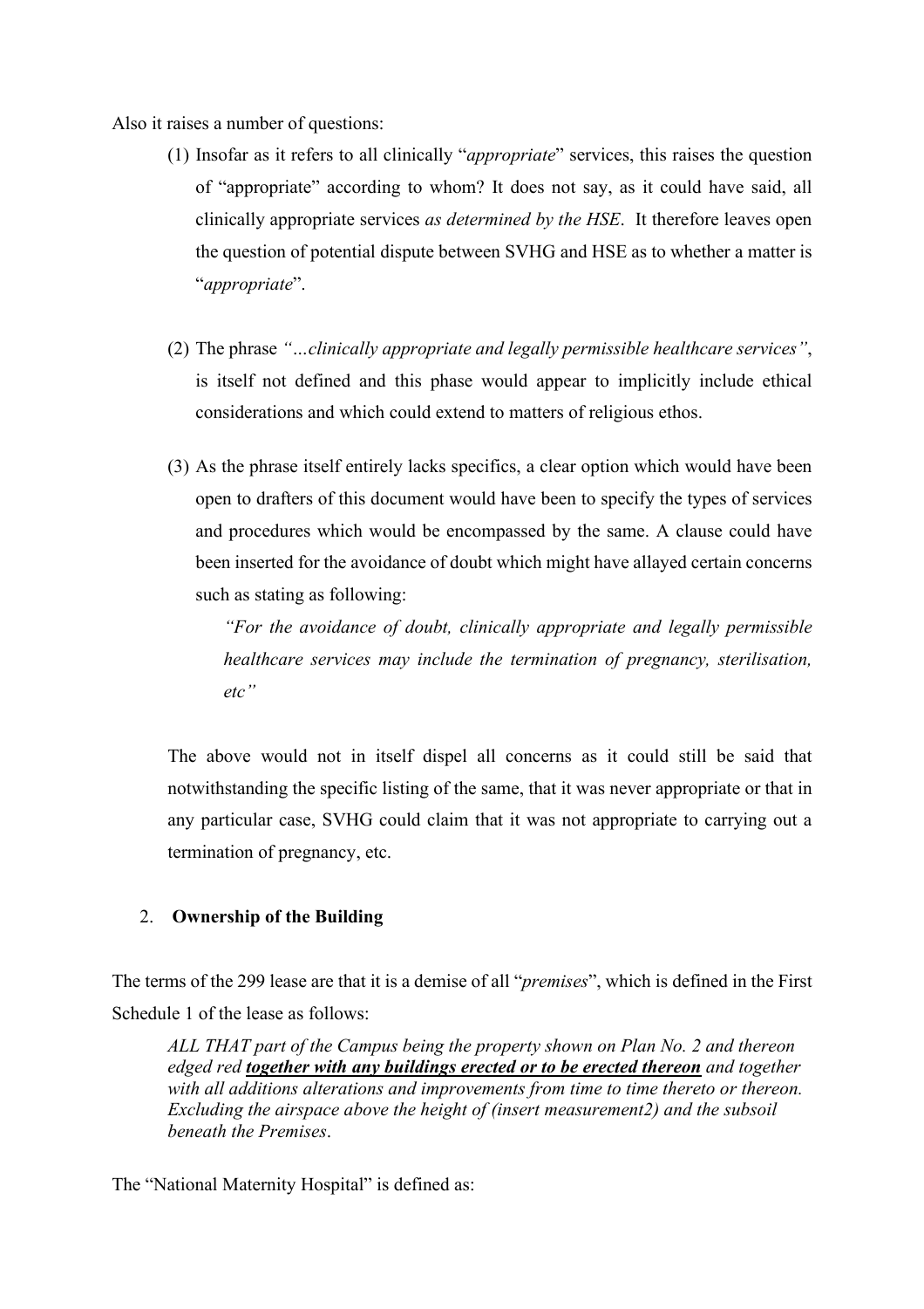Also it raises a number of questions:

(1) Insofar as it refers to all clinically "*appropriate*" services, this raises the question of "appropriate" according to whom? It does not say, as it could have said, all clinically appropriate services *as determined by the HSE*. It therefore leaves open the question of potential dispute between SVHG and HSE as to whether a matter is "*appropriate*".

(2) The phrase *"…clinically appropriate and legally permissible healthcare services"*, is itself not defined and this phase would appear to implicitly include ethical considerations and which could extend to matters of religious ethos.

(3) As the phrase itself entirely lacks specifics, a clear option which would have been open to drafters of this document would have been to specify the types of services and procedures which would be encompassed by the same. A clause could have been inserted for the avoidance of doubt which might have allayed certain concerns such as stating as following:

*"For the avoidance of doubt, clinically appropriate and legally permissible healthcare services may include the termination of pregnancy, sterilisation, etc"*

The above would not in itself dispel all concerns as it could still be said that notwithstanding the specific listing of the same, that it was never appropriate or that in any particular case, SVHG could claim that it was not appropriate to carrying out a termination of pregnancy, etc.

## 2. **Ownership of the Building**

The terms of the 299 lease are that it is a demise of all "*premises*", which is defined in the First Schedule 1 of the lease as follows:

> *ALL THAT part of the Campus being the property shown on Plan No. 2 and thereon edged red **together with any buildings erected or to be erected thereon** and together with all additions alterations and improvements from time to time thereto or thereon. Excluding the airspace above the height of (insert measurement2) and the subsoil beneath the Premises.*

The "National Maternity Hospital" is defined as: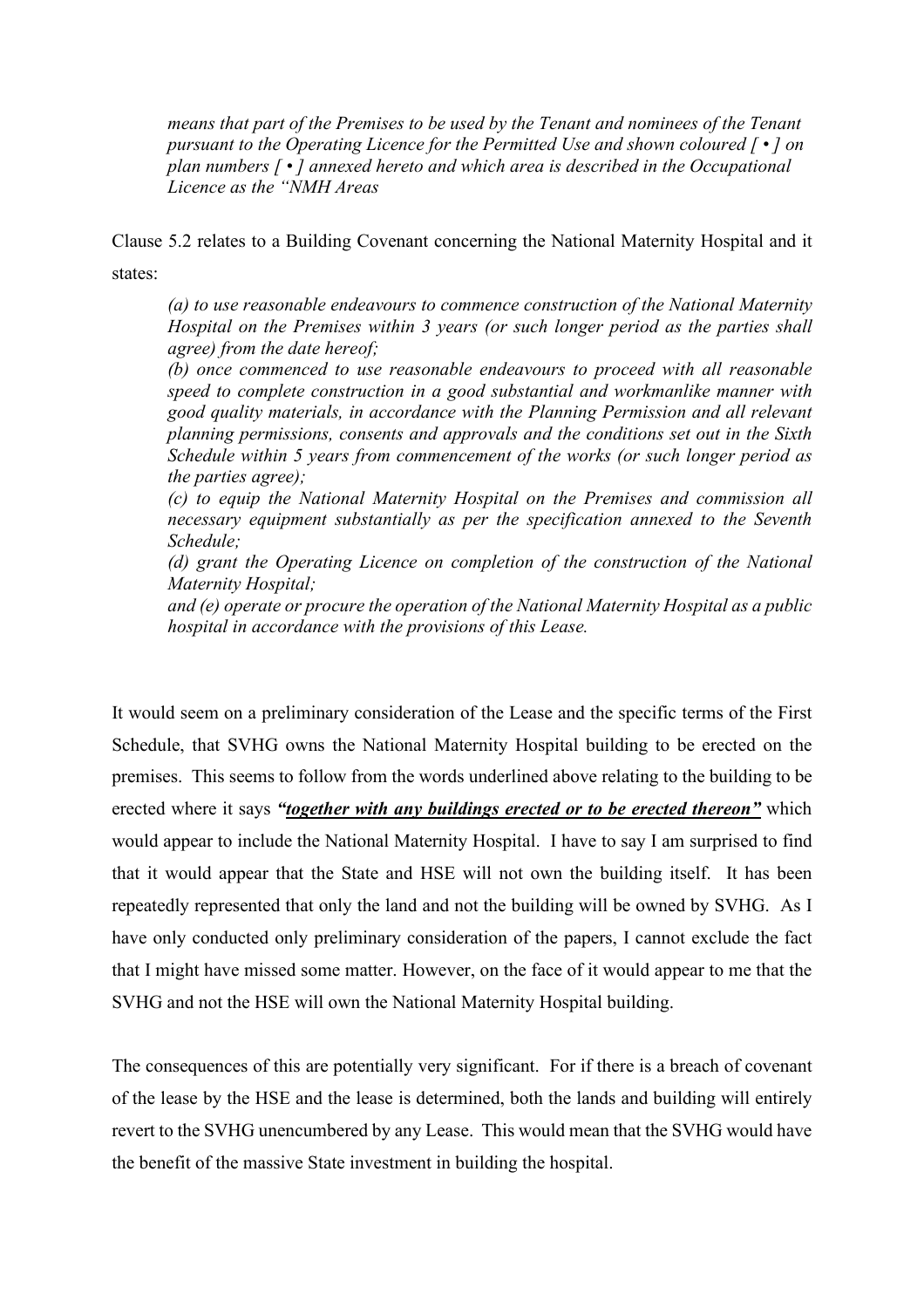*means that part of the Premises to be used by the Tenant and nominees of the Tenant pursuant to the Operating Licence for the Permitted Use and shown coloured [ • ] on plan numbers [ • ] annexed hereto and which area is described in the Occupational Licence as the "NMH Areas*

Clause 5.2 relates to a Building Covenant concerning the National Maternity Hospital and it states:

> *(a) to use reasonable endeavours to commence construction of the National Maternity Hospital on the Premises within 3 years (or such longer period as the parties shall agree) from the date hereof;*
>
> *(b) once commenced to use reasonable endeavours to proceed with all reasonable speed to complete construction in a good substantial and workmanlike manner with good quality materials, in accordance with the Planning Permission and all relevant planning permissions, consents and approvals and the conditions set out in the Sixth Schedule within 5 years from commencement of the works (or such longer period as the parties agree);*
>
> *(c) to equip the National Maternity Hospital on the Premises and commission all necessary equipment substantially as per the specification annexed to the Seventh Schedule;*
>
> *(d) grant the Operating Licence on completion of the construction of the National Maternity Hospital;*
>
> *and (e) operate or procure the operation of the National Maternity Hospital as a public hospital in accordance with the provisions of this Lease.*

It would seem on a preliminary consideration of the Lease and the specific terms of the First Schedule, that SVHG owns the National Maternity Hospital building to be erected on the premises. This seems to follow from the words underlined above relating to the building to be erected where it says ***<u>"together with any buildings erected or to be erected thereon"</u>*** which would appear to include the National Maternity Hospital. I have to say I am surprised to find that it would appear that the State and HSE will not own the building itself. It has been repeatedly represented that only the land and not the building will be owned by SVHG. As I have only conducted only preliminary consideration of the papers, I cannot exclude the fact that I might have missed some matter. However, on the face of it would appear to me that the SVHG and not the HSE will own the National Maternity Hospital building.

The consequences of this are potentially very significant. For if there is a breach of covenant of the lease by the HSE and the lease is determined, both the lands and building will entirely revert to the SVHG unencumbered by any Lease. This would mean that the SVHG would have the benefit of the massive State investment in building the hospital.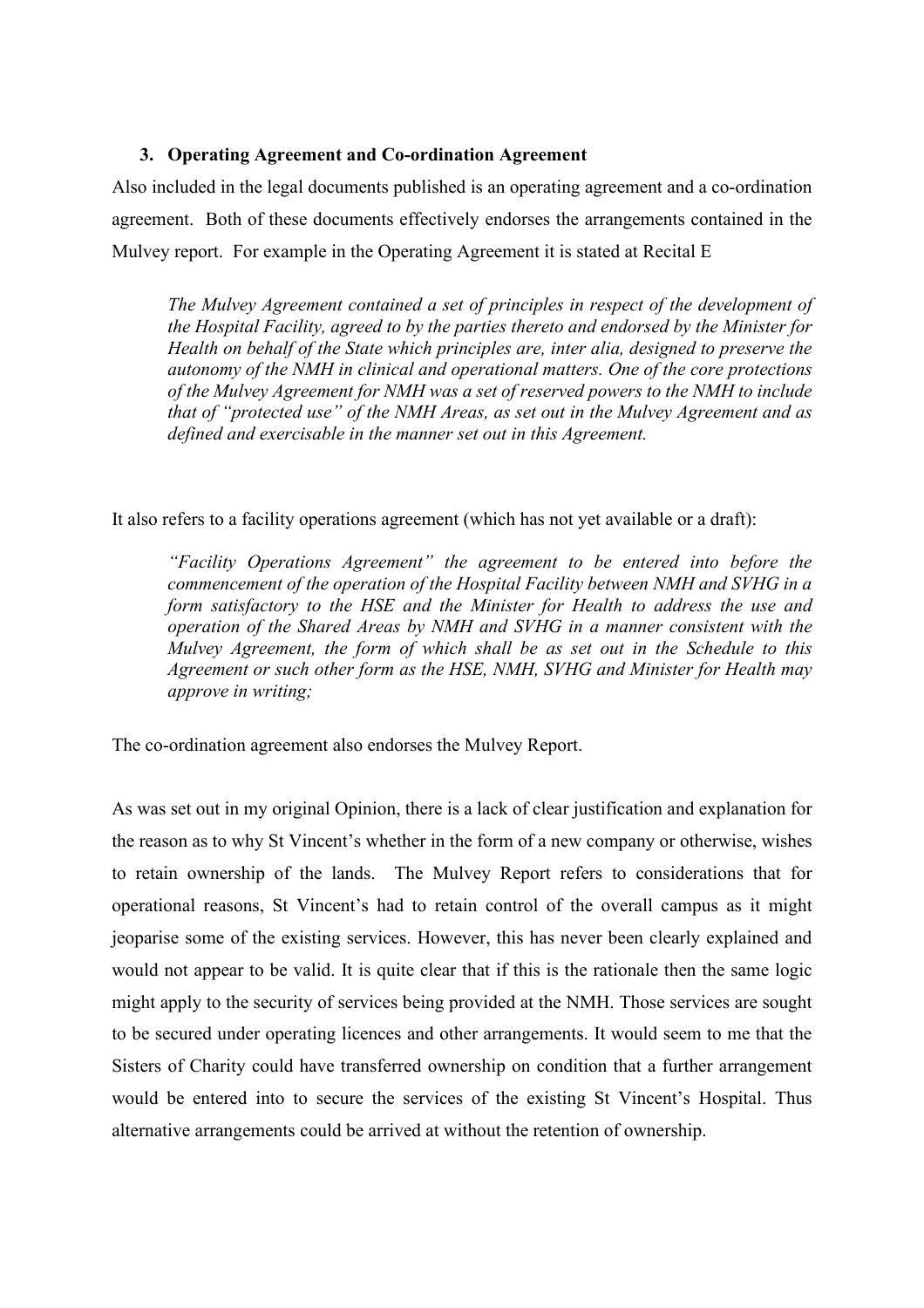### 3. Operating Agreement and Co-ordination Agreement

Also included in the legal documents published is an operating agreement and a co-ordination agreement. Both of these documents effectively endorses the arrangements contained in the Mulvey report. For example in the Operating Agreement it is stated at Recital E

> *The Mulvey Agreement contained a set of principles in respect of the development of the Hospital Facility, agreed to by the parties thereto and endorsed by the Minister for Health on behalf of the State which principles are, inter alia, designed to preserve the autonomy of the NMH in clinical and operational matters. One of the core protections of the Mulvey Agreement for NMH was a set of reserved powers to the NMH to include that of "protected use" of the NMH Areas, as set out in the Mulvey Agreement and as defined and exercisable in the manner set out in this Agreement.*

It also refers to a facility operations agreement (which has not yet available or a draft):

> *"Facility Operations Agreement" the agreement to be entered into before the commencement of the operation of the Hospital Facility between NMH and SVHG in a form satisfactory to the HSE and the Minister for Health to address the use and operation of the Shared Areas by NMH and SVHG in a manner consistent with the Mulvey Agreement, the form of which shall be as set out in the Schedule to this Agreement or such other form as the HSE, NMH, SVHG and Minister for Health may approve in writing;*

The co-ordination agreement also endorses the Mulvey Report.

As was set out in my original Opinion, there is a lack of clear justification and explanation for the reason as to why St Vincent's whether in the form of a new company or otherwise, wishes to retain ownership of the lands. The Mulvey Report refers to considerations that for operational reasons, St Vincent's had to retain control of the overall campus as it might jeoparise some of the existing services. However, this has never been clearly explained and would not appear to be valid. It is quite clear that if this is the rationale then the same logic might apply to the security of services being provided at the NMH. Those services are sought to be secured under operating licences and other arrangements. It would seem to me that the Sisters of Charity could have transferred ownership on condition that a further arrangement would be entered into to secure the services of the existing St Vincent's Hospital. Thus alternative arrangements could be arrived at without the retention of ownership.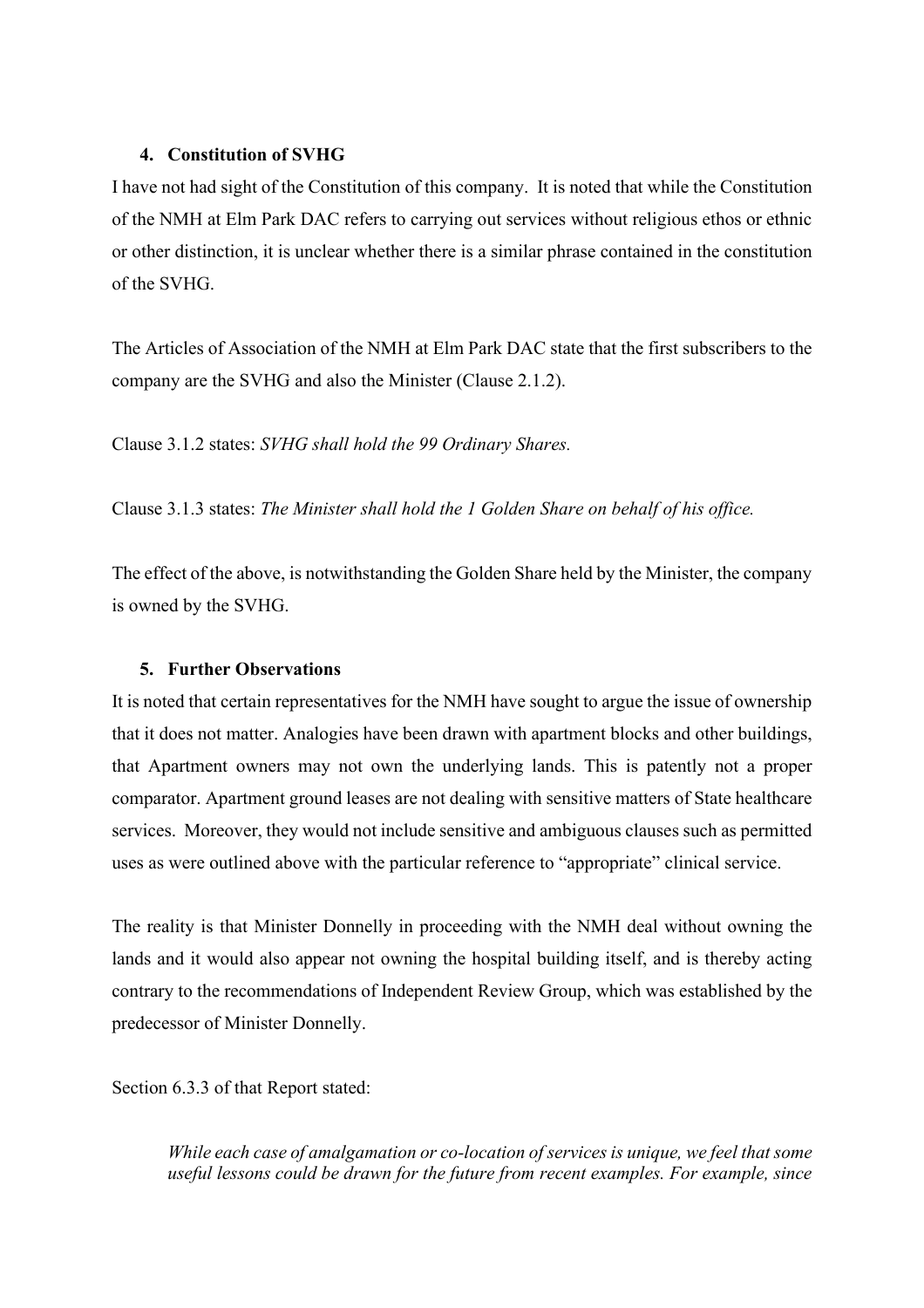## 4. Constitution of SVHG

I have not had sight of the Constitution of this company. It is noted that while the Constitution of the NMH at Elm Park DAC refers to carrying out services without religious ethos or ethnic or other distinction, it is unclear whether there is a similar phrase contained in the constitution of the SVHG.

The Articles of Association of the NMH at Elm Park DAC state that the first subscribers to the company are the SVHG and also the Minister (Clause 2.1.2).

Clause 3.1.2 states: *SVHG shall hold the 99 Ordinary Shares.*

Clause 3.1.3 states: *The Minister shall hold the 1 Golden Share on behalf of his office.*

The effect of the above, is notwithstanding the Golden Share held by the Minister, the company is owned by the SVHG.

## 5. Further Observations

It is noted that certain representatives for the NMH have sought to argue the issue of ownership that it does not matter. Analogies have been drawn with apartment blocks and other buildings, that Apartment owners may not own the underlying lands. This is patently not a proper comparator. Apartment ground leases are not dealing with sensitive matters of State healthcare services. Moreover, they would not include sensitive and ambiguous clauses such as permitted uses as were outlined above with the particular reference to "appropriate" clinical service.

The reality is that Minister Donnelly in proceeding with the NMH deal without owning the lands and it would also appear not owning the hospital building itself, and is thereby acting contrary to the recommendations of Independent Review Group, which was established by the predecessor of Minister Donnelly.

Section 6.3.3 of that Report stated:

> *While each case of amalgamation or co-location of services is unique, we feel that some useful lessons could be drawn for the future from recent examples. For example, since*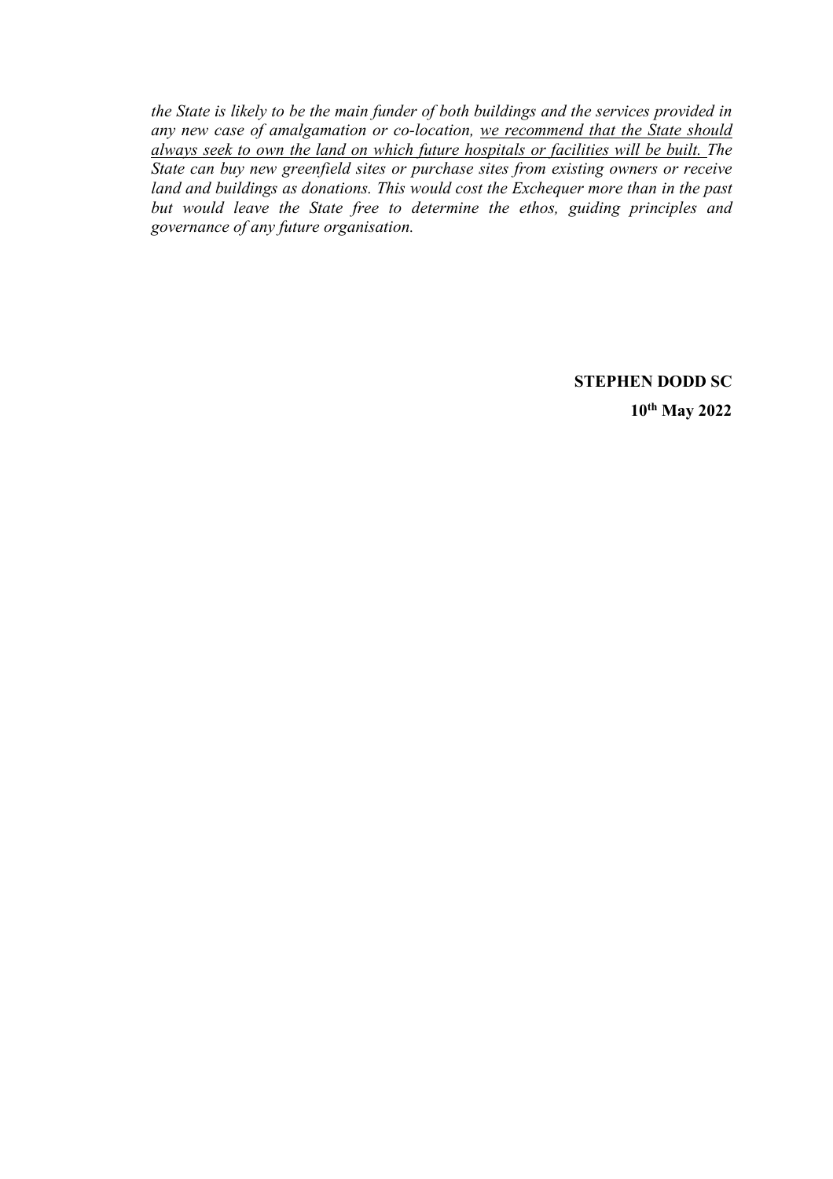*the State is likely to be the main funder of both buildings and the services provided in any new case of amalgamation or co-location, <u>we recommend that the State should always seek to own the land on which future hospitals or facilities will be built.</u> The State can buy new greenfield sites or purchase sites from existing owners or receive land and buildings as donations. This would cost the Exchequer more than in the past but would leave the State free to determine the ethos, guiding principles and governance of any future organisation.*

**STEPHEN DODD SC**

**10th May 2022**